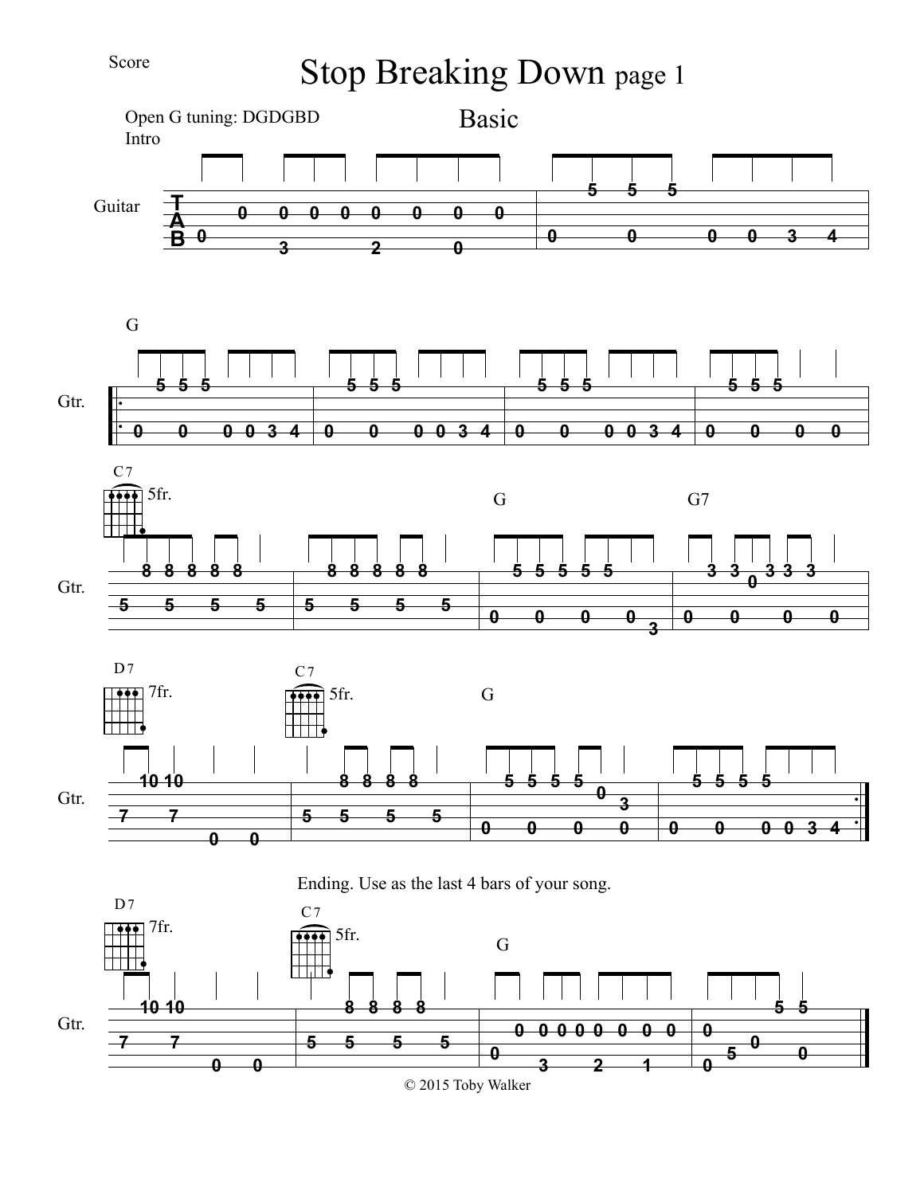Score

# Stop Breaking Down page 1

## Basic

Open G tuning: DGDGBD

Intro

Guitar

G

Gtr.

C7 5fr.

G

G7

D7 7fr.

C7 5fr.

G

Ending. Use as the last 4 bars of your song.

D7 7fr.

C7 5fr.

G

© 2015 Toby Walker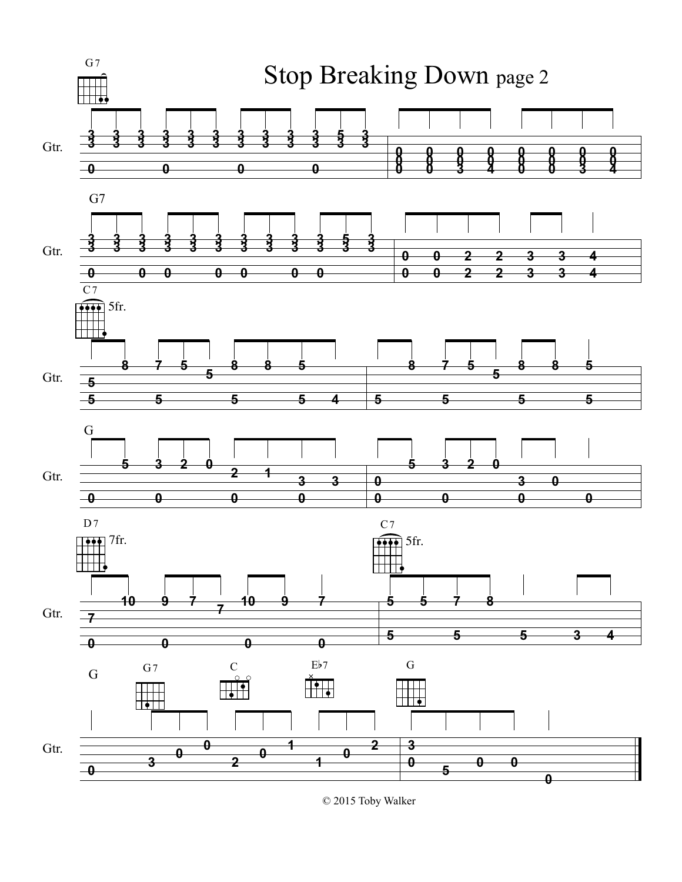# Stop Breaking Down page 2

G7

Gtr.

G7

Gtr.

C7 5fr.

Gtr.

G

Gtr.

D7 7fr.

C7 5fr.

Gtr.

G G7 C E♭7 G

Gtr.

© 2015 Toby Walker